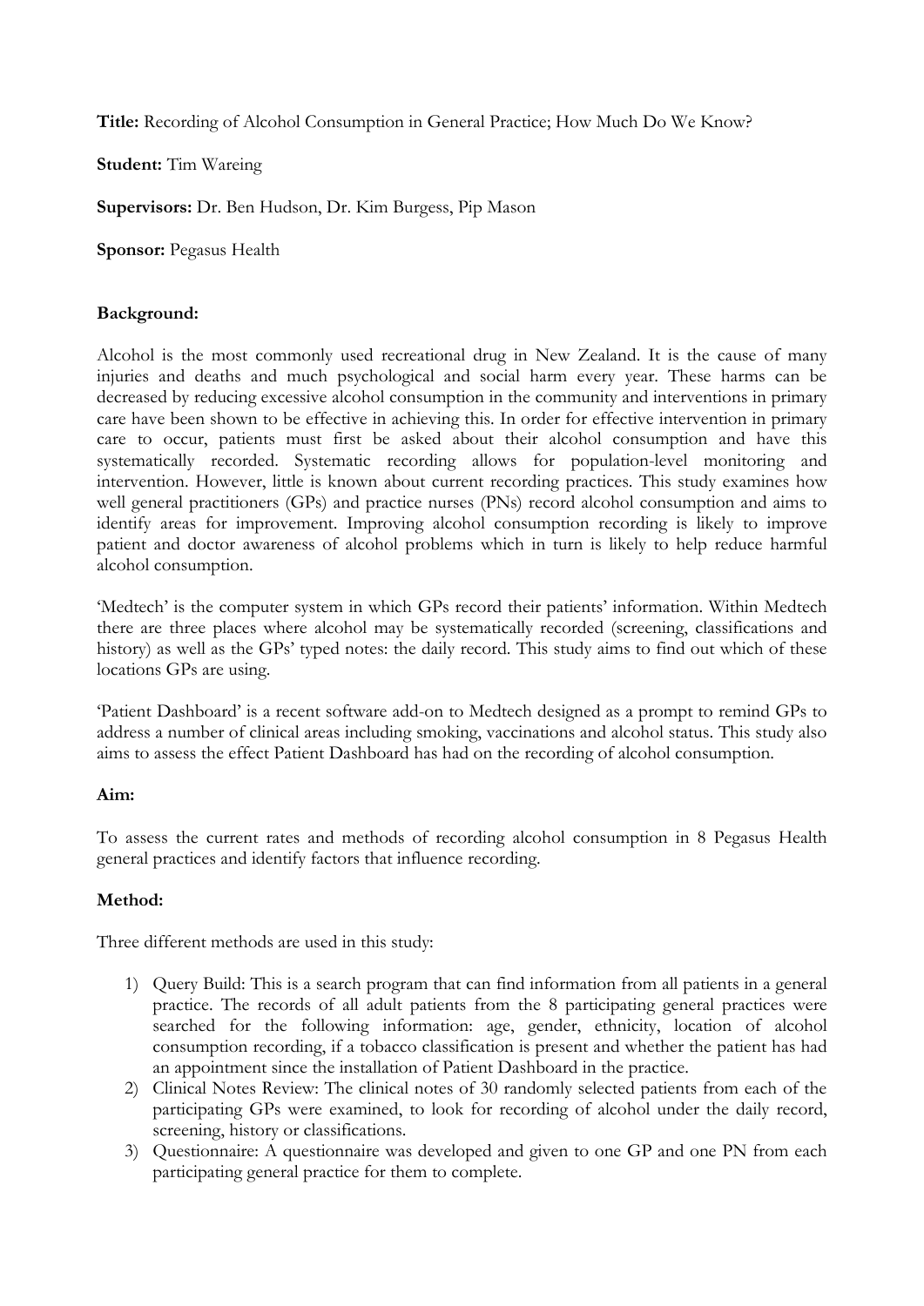**Title:** Recording of Alcohol Consumption in General Practice; How Much Do We Know?

**Student:** Tim Wareing

**Supervisors:** Dr. Ben Hudson, Dr. Kim Burgess, Pip Mason

**Sponsor:** Pegasus Health

**Background:**

Alcohol is the most commonly used recreational drug in New Zealand. It is the cause of many injuries and deaths and much psychological and social harm every year. These harms can be decreased by reducing excessive alcohol consumption in the community and interventions in primary care have been shown to be effective in achieving this. In order for effective intervention in primary care to occur, patients must first be asked about their alcohol consumption and have this systematically recorded. Systematic recording allows for population-level monitoring and intervention. However, little is known about current recording practices. This study examines how well general practitioners (GPs) and practice nurses (PNs) record alcohol consumption and aims to identify areas for improvement. Improving alcohol consumption recording is likely to improve patient and doctor awareness of alcohol problems which in turn is likely to help reduce harmful alcohol consumption.

'Medtech' is the computer system in which GPs record their patients' information. Within Medtech there are three places where alcohol may be systematically recorded (screening, classifications and history) as well as the GPs' typed notes: the daily record. This study aims to find out which of these locations GPs are using.

'Patient Dashboard' is a recent software add-on to Medtech designed as a prompt to remind GPs to address a number of clinical areas including smoking, vaccinations and alcohol status. This study also aims to assess the effect Patient Dashboard has had on the recording of alcohol consumption.

**Aim:**

To assess the current rates and methods of recording alcohol consumption in 8 Pegasus Health general practices and identify factors that influence recording.

**Method:**

Three different methods are used in this study:

1) Query Build: This is a search program that can find information from all patients in a general practice. The records of all adult patients from the 8 participating general practices were searched for the following information: age, gender, ethnicity, location of alcohol consumption recording, if a tobacco classification is present and whether the patient has had an appointment since the installation of Patient Dashboard in the practice.
2) Clinical Notes Review: The clinical notes of 30 randomly selected patients from each of the participating GPs were examined, to look for recording of alcohol under the daily record, screening, history or classifications.
3) Questionnaire: A questionnaire was developed and given to one GP and one PN from each participating general practice for them to complete.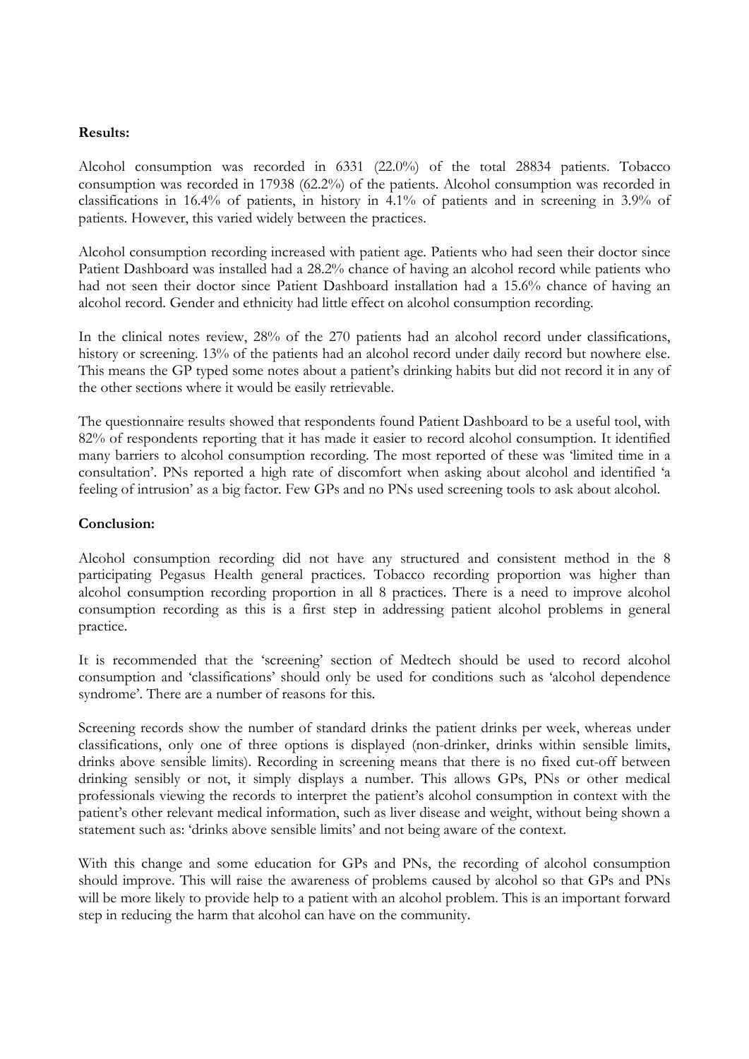**Results:**

Alcohol consumption was recorded in 6331 (22.0%) of the total 28834 patients. Tobacco consumption was recorded in 17938 (62.2%) of the patients. Alcohol consumption was recorded in classifications in 16.4% of patients, in history in 4.1% of patients and in screening in 3.9% of patients. However, this varied widely between the practices.

Alcohol consumption recording increased with patient age. Patients who had seen their doctor since Patient Dashboard was installed had a 28.2% chance of having an alcohol record while patients who had not seen their doctor since Patient Dashboard installation had a 15.6% chance of having an alcohol record. Gender and ethnicity had little effect on alcohol consumption recording.

In the clinical notes review, 28% of the 270 patients had an alcohol record under classifications, history or screening. 13% of the patients had an alcohol record under daily record but nowhere else. This means the GP typed some notes about a patient's drinking habits but did not record it in any of the other sections where it would be easily retrievable.

The questionnaire results showed that respondents found Patient Dashboard to be a useful tool, with 82% of respondents reporting that it has made it easier to record alcohol consumption. It identified many barriers to alcohol consumption recording. The most reported of these was 'limited time in a consultation'. PNs reported a high rate of discomfort when asking about alcohol and identified 'a feeling of intrusion' as a big factor. Few GPs and no PNs used screening tools to ask about alcohol.

**Conclusion:**

Alcohol consumption recording did not have any structured and consistent method in the 8 participating Pegasus Health general practices. Tobacco recording proportion was higher than alcohol consumption recording proportion in all 8 practices. There is a need to improve alcohol consumption recording as this is a first step in addressing patient alcohol problems in general practice.

It is recommended that the 'screening' section of Medtech should be used to record alcohol consumption and 'classifications' should only be used for conditions such as 'alcohol dependence syndrome'. There are a number of reasons for this.

Screening records show the number of standard drinks the patient drinks per week, whereas under classifications, only one of three options is displayed (non-drinker, drinks within sensible limits, drinks above sensible limits). Recording in screening means that there is no fixed cut-off between drinking sensibly or not, it simply displays a number. This allows GPs, PNs or other medical professionals viewing the records to interpret the patient's alcohol consumption in context with the patient's other relevant medical information, such as liver disease and weight, without being shown a statement such as: 'drinks above sensible limits' and not being aware of the context.

With this change and some education for GPs and PNs, the recording of alcohol consumption should improve. This will raise the awareness of problems caused by alcohol so that GPs and PNs will be more likely to provide help to a patient with an alcohol problem. This is an important forward step in reducing the harm that alcohol can have on the community.